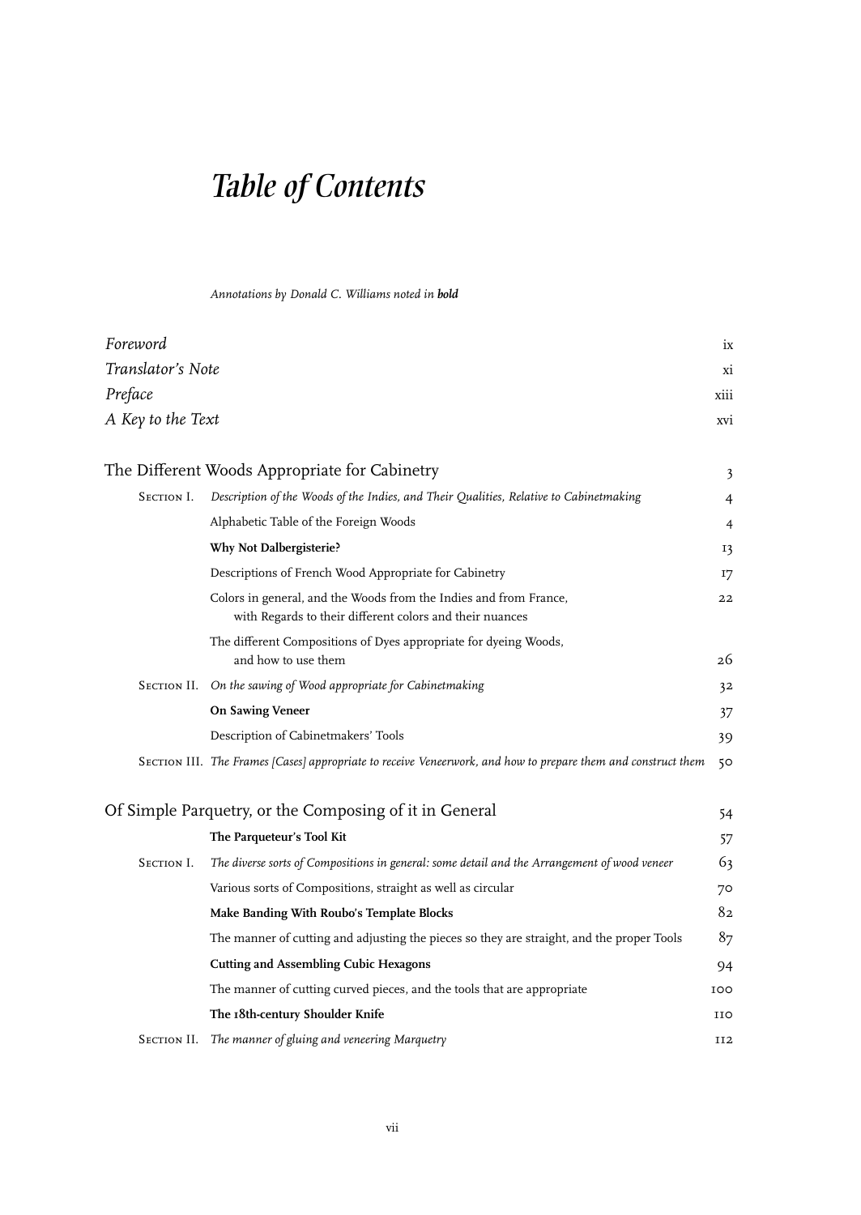# *Table of Contents*

*Annotations by Donald C. Williams noted in* ***bold***

| | | |
|---|---|---|
| *Foreword* | | ix |
| *Translator's Note* | | xi |
| *Preface* | | xiii |
| *A Key to the Text* | | xvi |
| The Different Woods Appropriate for Cabinetry | | 3 |
| Section I. | *Description of the Woods of the Indies, and Their Qualities, Relative to Cabinetmaking* | 4 |
| | Alphabetic Table of the Foreign Woods | 4 |
| | **Why Not Dalbergisterie?** | 13 |
| | Descriptions of French Wood Appropriate for Cabinetry | 17 |
| | Colors in general, and the Woods from the Indies and from France, with Regards to their different colors and their nuances | 22 |
| | The different Compositions of Dyes appropriate for dyeing Woods, and how to use them | 26 |
| Section II. | *On the sawing of Wood appropriate for Cabinetmaking* | 32 |
| | **On Sawing Veneer** | 37 |
| | Description of Cabinetmakers' Tools | 39 |
| Section III. | *The Frames [Cases] appropriate to receive Veneerwork, and how to prepare them and construct them* | 50 |
| Of Simple Parquetry, or the Composing of it in General | | 54 |
| | **The Parqueteur's Tool Kit** | 57 |
| Section I. | *The diverse sorts of Compositions in general: some detail and the Arrangement of wood veneer* | 63 |
| | Various sorts of Compositions, straight as well as circular | 70 |
| | **Make Banding With Roubo's Template Blocks** | 82 |
| | The manner of cutting and adjusting the pieces so they are straight, and the proper Tools | 87 |
| | **Cutting and Assembling Cubic Hexagons** | 94 |
| | The manner of cutting curved pieces, and the tools that are appropriate | 100 |
| | **The 18th-century Shoulder Knife** | 110 |
| Section II. | *The manner of gluing and veneering Marquetry* | 112 |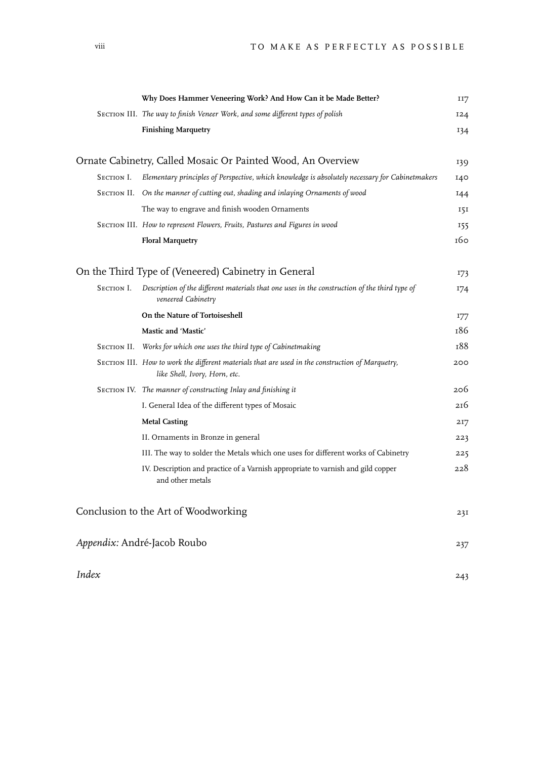| | | |
|---|---|---|
| | **Why Does Hammer Veneering Work? And How Can it be Made Better?** | 117 |
| Section III. | *The way to finish Veneer Work, and some different types of polish* | 124 |
| | **Finishing Marquetry** | 134 |

## Ornate Cabinetry, Called Mosaic Or Painted Wood, An Overview — 139

| | | |
|---|---|---|
| Section I. | *Elementary principles of Perspective, which knowledge is absolutely necessary for Cabinetmakers* | 140 |
| Section II. | *On the manner of cutting out, shading and inlaying Ornaments of wood* | 144 |
| | The way to engrave and finish wooden Ornaments | 151 |
| Section III. | *How to represent Flowers, Fruits, Pastures and Figures in wood* | 155 |
| | **Floral Marquetry** | 160 |

## On the Third Type of (Veneered) Cabinetry in General — 173

| | | |
|---|---|---|
| Section I. | *Description of the different materials that one uses in the construction of the third type of veneered Cabinetry* | 174 |
| | **On the Nature of Tortoiseshell** | 177 |
| | **Mastic and 'Mastic'** | 186 |
| Section II. | *Works for which one uses the third type of Cabinetmaking* | 188 |
| Section III. | *How to work the different materials that are used in the construction of Marquetry, like Shell, Ivory, Horn, etc.* | 200 |
| Section IV. | *The manner of constructing Inlay and finishing it* | 206 |
| | I. General Idea of the different types of Mosaic | 216 |
| | **Metal Casting** | 217 |
| | II. Ornaments in Bronze in general | 223 |
| | III. The way to solder the Metals which one uses for different works of Cabinetry | 225 |
| | IV. Description and practice of a Varnish appropriate to varnish and gild copper and other metals | 228 |

## Conclusion to the Art of Woodworking — 231

## *Appendix:* André-Jacob Roubo — 237

## *Index* — 243